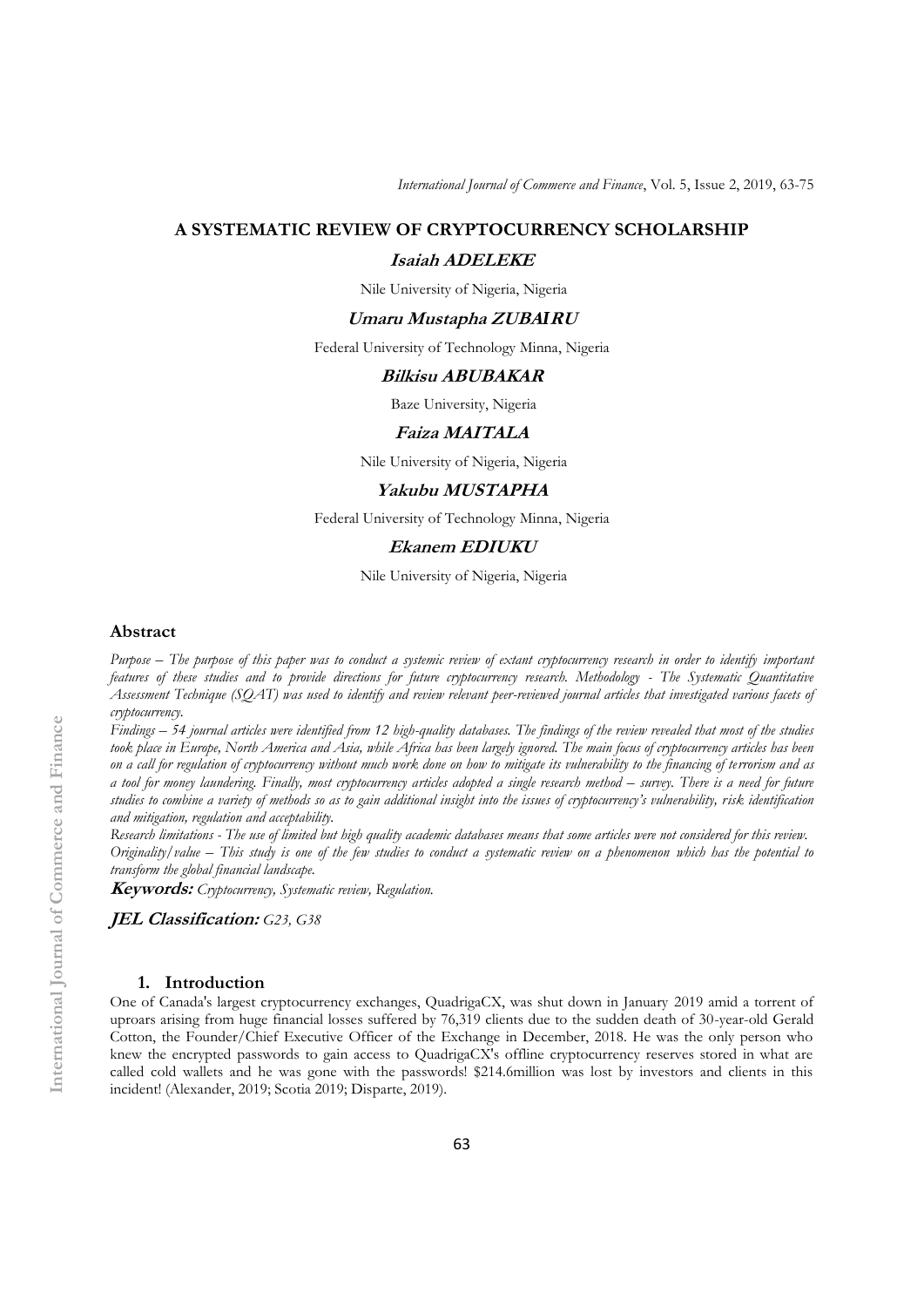# A SYSTEMATIC REVIEW OF CRYPTOCURRENCY SCHOLARSHIP

***Isaiah ADELEKE***

Nile University of Nigeria, Nigeria

***Umaru Mustapha ZUBAIRU***

Federal University of Technology Minna, Nigeria

***Bilkisu ABUBAKAR***

Baze University, Nigeria

***Faiza MAITALA***

Nile University of Nigeria, Nigeria

***Yakubu MUSTAPHA***

Federal University of Technology Minna, Nigeria

***Ekanem EDIUKU***

Nile University of Nigeria, Nigeria

## Abstract

*Purpose – The purpose of this paper was to conduct a systemic review of extant cryptocurrency research in order to identify important features of these studies and to provide directions for future cryptocurrency research. Methodology - The Systematic Quantitative Assessment Technique (SQAT) was used to identify and review relevant peer-reviewed journal articles that investigated various facets of cryptocurrency.*

*Findings – 54 journal articles were identified from 12 high-quality databases. The findings of the review revealed that most of the studies took place in Europe, North America and Asia, while Africa has been largely ignored. The main focus of cryptocurrency articles has been on a call for regulation of cryptocurrency without much work done on how to mitigate its vulnerability to the financing of terrorism and as a tool for money laundering. Finally, most cryptocurrency articles adopted a single research method – survey. There is a need for future studies to combine a variety of methods so as to gain additional insight into the issues of cryptocurrency's vulnerability, risk identification and mitigation, regulation and acceptability.*

*Research limitations - The use of limited but high quality academic databases means that some articles were not considered for this review.*

*Originality/value – This study is one of the few studies to conduct a systematic review on a phenomenon which has the potential to transform the global financial landscape.*

***Keywords:*** *Cryptocurrency, Systematic review, Regulation.*

***JEL Classification:*** *G23, G38*

## 1. Introduction

One of Canada's largest cryptocurrency exchanges, QuadrigaCX, was shut down in January 2019 amid a torrent of uproars arising from huge financial losses suffered by 76,319 clients due to the sudden death of 30-year-old Gerald Cotton, the Founder/Chief Executive Officer of the Exchange in December, 2018. He was the only person who knew the encrypted passwords to gain access to QuadrigaCX's offline cryptocurrency reserves stored in what are called cold wallets and he was gone with the passwords! $214.6million was lost by investors and clients in this incident! (Alexander, 2019; Scotia 2019; Disparte, 2019).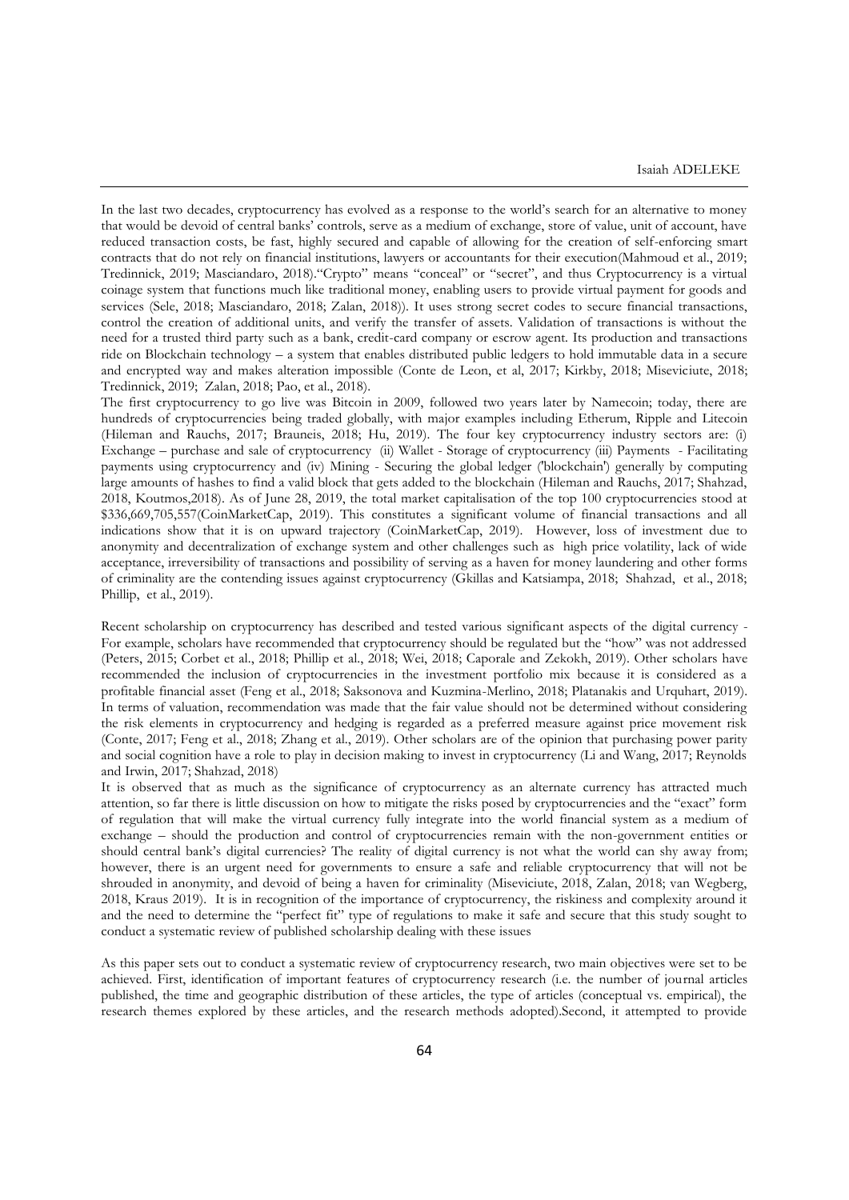In the last two decades, cryptocurrency has evolved as a response to the world's search for an alternative to money that would be devoid of central banks' controls, serve as a medium of exchange, store of value, unit of account, have reduced transaction costs, be fast, highly secured and capable of allowing for the creation of self-enforcing smart contracts that do not rely on financial institutions, lawyers or accountants for their execution(Mahmoud et al., 2019; Tredinnick, 2019; Masciandaro, 2018)."Crypto" means "conceal" or "secret", and thus Cryptocurrency is a virtual coinage system that functions much like traditional money, enabling users to provide virtual payment for goods and services (Sele, 2018; Masciandaro, 2018; Zalan, 2018)). It uses strong secret codes to secure financial transactions, control the creation of additional units, and verify the transfer of assets. Validation of transactions is without the need for a trusted third party such as a bank, credit-card company or escrow agent. Its production and transactions ride on Blockchain technology – a system that enables distributed public ledgers to hold immutable data in a secure and encrypted way and makes alteration impossible (Conte de Leon, et al, 2017; Kirkby, 2018; Miseviciute, 2018; Tredinnick, 2019; Zalan, 2018; Pao, et al., 2018).

The first cryptocurrency to go live was Bitcoin in 2009, followed two years later by Namecoin; today, there are hundreds of cryptocurrencies being traded globally, with major examples including Etherum, Ripple and Litecoin (Hileman and Rauchs, 2017; Brauneis, 2018; Hu, 2019). The four key cryptocurrency industry sectors are: (i) Exchange – purchase and sale of cryptocurrency (ii) Wallet - Storage of cryptocurrency (iii) Payments - Facilitating payments using cryptocurrency and (iv) Mining - Securing the global ledger ('blockchain') generally by computing large amounts of hashes to find a valid block that gets added to the blockchain (Hileman and Rauchs, 2017; Shahzad, 2018, Koutmos,2018). As of June 28, 2019, the total market capitalisation of the top 100 cryptocurrencies stood at $336,669,705,557(CoinMarketCap, 2019). This constitutes a significant volume of financial transactions and all indications show that it is on upward trajectory (CoinMarketCap, 2019). However, loss of investment due to anonymity and decentralization of exchange system and other challenges such as high price volatility, lack of wide acceptance, irreversibility of transactions and possibility of serving as a haven for money laundering and other forms of criminality are the contending issues against cryptocurrency (Gkillas and Katsiampa, 2018; Shahzad, et al., 2018; Phillip, et al., 2019).

Recent scholarship on cryptocurrency has described and tested various significant aspects of the digital currency - For example, scholars have recommended that cryptocurrency should be regulated but the "how" was not addressed (Peters, 2015; Corbet et al., 2018; Phillip et al., 2018; Wei, 2018; Caporale and Zekokh, 2019). Other scholars have recommended the inclusion of cryptocurrencies in the investment portfolio mix because it is considered as a profitable financial asset (Feng et al., 2018; Saksonova and Kuzmina-Merlino, 2018; Platanakis and Urquhart, 2019). In terms of valuation, recommendation was made that the fair value should not be determined without considering the risk elements in cryptocurrency and hedging is regarded as a preferred measure against price movement risk (Conte, 2017; Feng et al., 2018; Zhang et al., 2019). Other scholars are of the opinion that purchasing power parity and social cognition have a role to play in decision making to invest in cryptocurrency (Li and Wang, 2017; Reynolds and Irwin, 2017; Shahzad, 2018)

It is observed that as much as the significance of cryptocurrency as an alternate currency has attracted much attention, so far there is little discussion on how to mitigate the risks posed by cryptocurrencies and the "exact" form of regulation that will make the virtual currency fully integrate into the world financial system as a medium of exchange – should the production and control of cryptocurrencies remain with the non-government entities or should central bank's digital currencies? The reality of digital currency is not what the world can shy away from; however, there is an urgent need for governments to ensure a safe and reliable cryptocurrency that will not be shrouded in anonymity, and devoid of being a haven for criminality (Miseviciute, 2018, Zalan, 2018; van Wegberg, 2018, Kraus 2019). It is in recognition of the importance of cryptocurrency, the riskiness and complexity around it and the need to determine the "perfect fit" type of regulations to make it safe and secure that this study sought to conduct a systematic review of published scholarship dealing with these issues

As this paper sets out to conduct a systematic review of cryptocurrency research, two main objectives were set to be achieved. First, identification of important features of cryptocurrency research (i.e. the number of journal articles published, the time and geographic distribution of these articles, the type of articles (conceptual vs. empirical), the research themes explored by these articles, and the research methods adopted).Second, it attempted to provide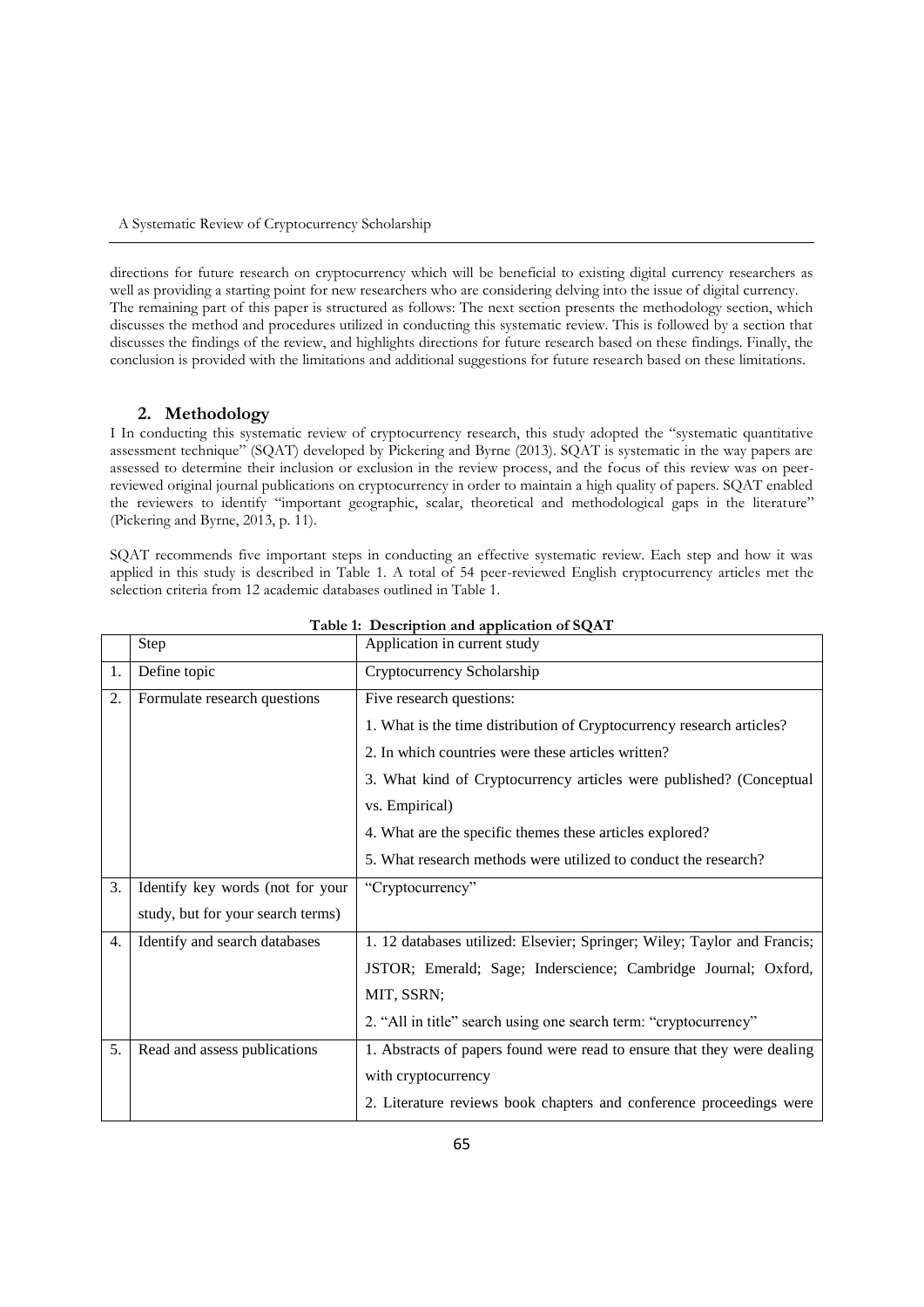directions for future research on cryptocurrency which will be beneficial to existing digital currency researchers as well as providing a starting point for new researchers who are considering delving into the issue of digital currency. The remaining part of this paper is structured as follows: The next section presents the methodology section, which discusses the method and procedures utilized in conducting this systematic review. This is followed by a section that discusses the findings of the review, and highlights directions for future research based on these findings. Finally, the conclusion is provided with the limitations and additional suggestions for future research based on these limitations.

## 2. Methodology

I In conducting this systematic review of cryptocurrency research, this study adopted the "systematic quantitative assessment technique" (SQAT) developed by Pickering and Byrne (2013). SQAT is systematic in the way papers are assessed to determine their inclusion or exclusion in the review process, and the focus of this review was on peer-reviewed original journal publications on cryptocurrency in order to maintain a high quality of papers. SQAT enabled the reviewers to identify "important geographic, scalar, theoretical and methodological gaps in the literature" (Pickering and Byrne, 2013, p. 11).

SQAT recommends five important steps in conducting an effective systematic review. Each step and how it was applied in this study is described in Table 1. A total of 54 peer-reviewed English cryptocurrency articles met the selection criteria from 12 academic databases outlined in Table 1.

**Table 1: Description and application of SQAT**

| | Step | Application in current study |
|---|---|---|
| 1. | Define topic | Cryptocurrency Scholarship |
| 2. | Formulate research questions | Five research questions:<br>1. What is the time distribution of Cryptocurrency research articles?<br>2. In which countries were these articles written?<br>3. What kind of Cryptocurrency articles were published? (Conceptual vs. Empirical)<br>4. What are the specific themes these articles explored?<br>5. What research methods were utilized to conduct the research? |
| 3. | Identify key words (not for your study, but for your search terms) | "Cryptocurrency" |
| 4. | Identify and search databases | 1. 12 databases utilized: Elsevier; Springer; Wiley; Taylor and Francis; JSTOR; Emerald; Sage; Inderscience; Cambridge Journal; Oxford, MIT, SSRN;<br>2. "All in title" search using one search term: "cryptocurrency" |
| 5. | Read and assess publications | 1. Abstracts of papers found were read to ensure that they were dealing with cryptocurrency<br>2. Literature reviews book chapters and conference proceedings were |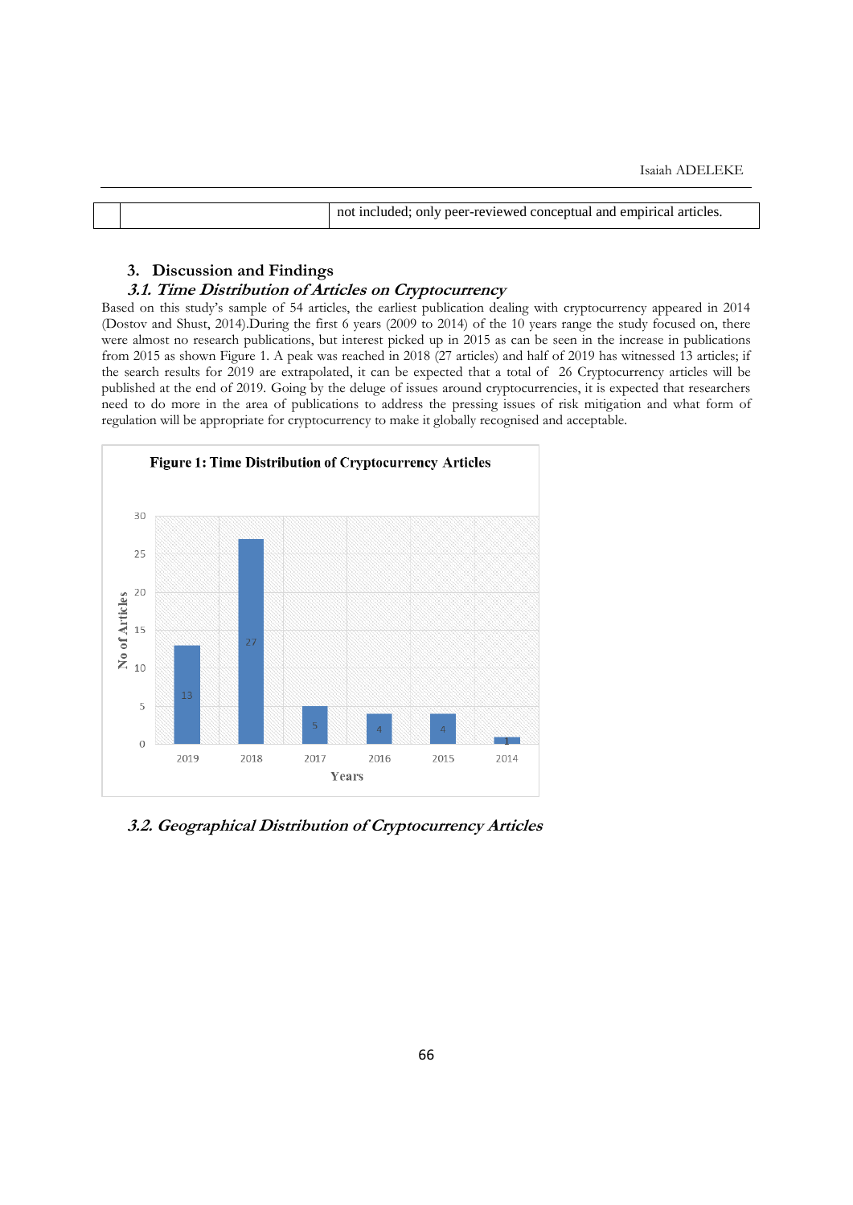| | | not included; only peer-reviewed conceptual and empirical articles. |
|---|---|---|

## 3. Discussion and Findings

### *3.1. Time Distribution of Articles on Cryptocurrency*

Based on this study's sample of 54 articles, the earliest publication dealing with cryptocurrency appeared in 2014 (Dostov and Shust, 2014).During the first 6 years (2009 to 2014) of the 10 years range the study focused on, there were almost no research publications, but interest picked up in 2015 as can be seen in the increase in publications from 2015 as shown Figure 1. A peak was reached in 2018 (27 articles) and half of 2019 has witnessed 13 articles; if the search results for 2019 are extrapolated, it can be expected that a total of 26 Cryptocurrency articles will be published at the end of 2019. Going by the deluge of issues around cryptocurrencies, it is expected that researchers need to do more in the area of publications to address the pressing issues of risk mitigation and what form of regulation will be appropriate for cryptocurrency to make it globally recognised and acceptable.

**Figure 1: Time Distribution of Cryptocurrency Articles**

| Years | No of Articles |
|---|---|
| 2019 | 13 |
| 2018 | 27 |
| 2017 | 5 |
| 2016 | 4 |
| 2015 | 4 |
| 2014 | 1 |

### *3.2. Geographical Distribution of Cryptocurrency Articles*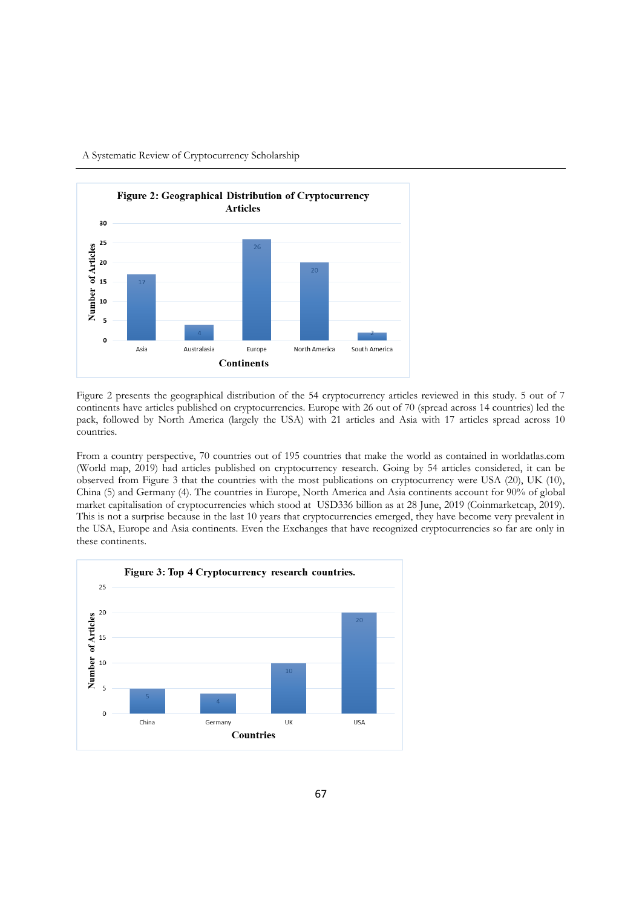**Figure 2: Geographical Distribution of Cryptocurrency Articles**

| Continents | Number of Articles |
|---|---|
| Asia | 17 |
| Australasia | 4 |
| Europe | 26 |
| North America | 20 |
| South America | 2 |

Figure 2 presents the geographical distribution of the 54 cryptocurrency articles reviewed in this study. 5 out of 7 continents have articles published on cryptocurrencies. Europe with 26 out of 70 (spread across 14 countries) led the pack, followed by North America (largely the USA) with 21 articles and Asia with 17 articles spread across 10 countries.

From a country perspective, 70 countries out of 195 countries that make the world as contained in worldatlas.com (World map, 2019) had articles published on cryptocurrency research. Going by 54 articles considered, it can be observed from Figure 3 that the countries with the most publications on cryptocurrency were USA (20), UK (10), China (5) and Germany (4). The countries in Europe, North America and Asia continents account for 90% of global market capitalisation of cryptocurrencies which stood at USD336 billion as at 28 June, 2019 (Coinmarketcap, 2019). This is not a surprise because in the last 10 years that cryptocurrencies emerged, they have become very prevalent in the USA, Europe and Asia continents. Even the Exchanges that have recognized cryptocurrencies so far are only in these continents.

**Figure 3: Top 4 Cryptocurrency research countries.**

| Countries | Number of Articles |
|---|---|
| China | 5 |
| Germany | 4 |
| UK | 10 |
| USA | 20 |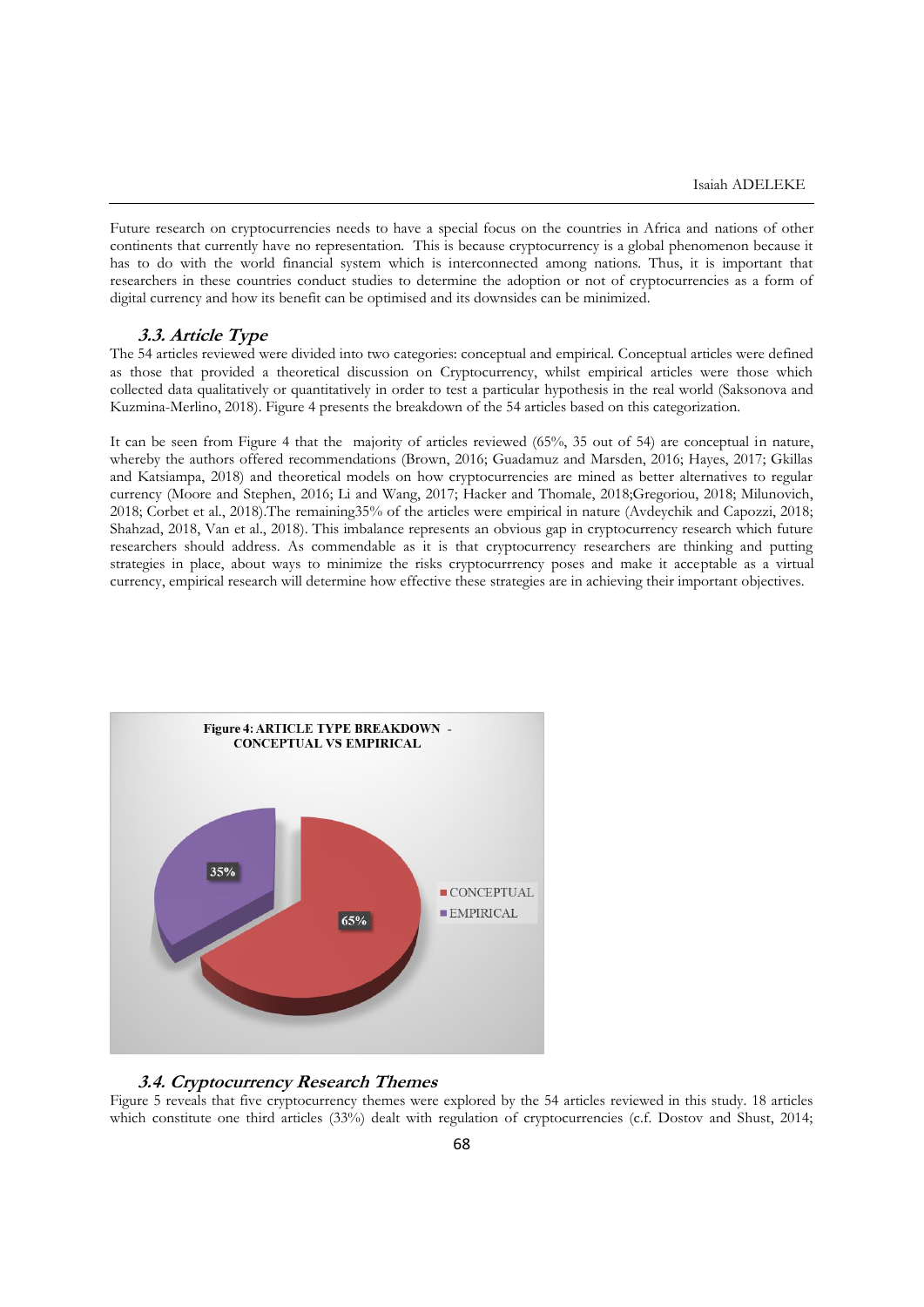Future research on cryptocurrencies needs to have a special focus on the countries in Africa and nations of other continents that currently have no representation. This is because cryptocurrency is a global phenomenon because it has to do with the world financial system which is interconnected among nations. Thus, it is important that researchers in these countries conduct studies to determine the adoption or not of cryptocurrencies as a form of digital currency and how its benefit can be optimised and its downsides can be minimized.

### *3.3. Article Type*

The 54 articles reviewed were divided into two categories: conceptual and empirical. Conceptual articles were defined as those that provided a theoretical discussion on Cryptocurrency, whilst empirical articles were those which collected data qualitatively or quantitatively in order to test a particular hypothesis in the real world (Saksonova and Kuzmina-Merlino, 2018). Figure 4 presents the breakdown of the 54 articles based on this categorization.

It can be seen from Figure 4 that the majority of articles reviewed (65%, 35 out of 54) are conceptual in nature, whereby the authors offered recommendations (Brown, 2016; Guadamuz and Marsden, 2016; Hayes, 2017; Gkillas and Katsiampa, 2018) and theoretical models on how cryptocurrencies are mined as better alternatives to regular currency (Moore and Stephen, 2016; Li and Wang, 2017; Hacker and Thomale, 2018;Gregoriou, 2018; Milunovich, 2018; Corbet et al., 2018).The remaining35% of the articles were empirical in nature (Avdeychik and Capozzi, 2018; Shahzad, 2018, Van et al., 2018). This imbalance represents an obvious gap in cryptocurrency research which future researchers should address. As commendable as it is that cryptocurrency researchers are thinking and putting strategies in place, about ways to minimize the risks cryptocurrrency poses and make it acceptable as a virtual currency, empirical research will determine how effective these strategies are in achieving their important objectives.

**Figure 4: ARTICLE TYPE BREAKDOWN - CONCEPTUAL VS EMPIRICAL**

| Article Type | Share |
|---|---|
| CONCEPTUAL | 65% |
| EMPIRICAL | 35% |

### *3.4. Cryptocurrency Research Themes*

Figure 5 reveals that five cryptocurrency themes were explored by the 54 articles reviewed in this study. 18 articles which constitute one third articles (33%) dealt with regulation of cryptocurrencies (c.f. Dostov and Shust, 2014;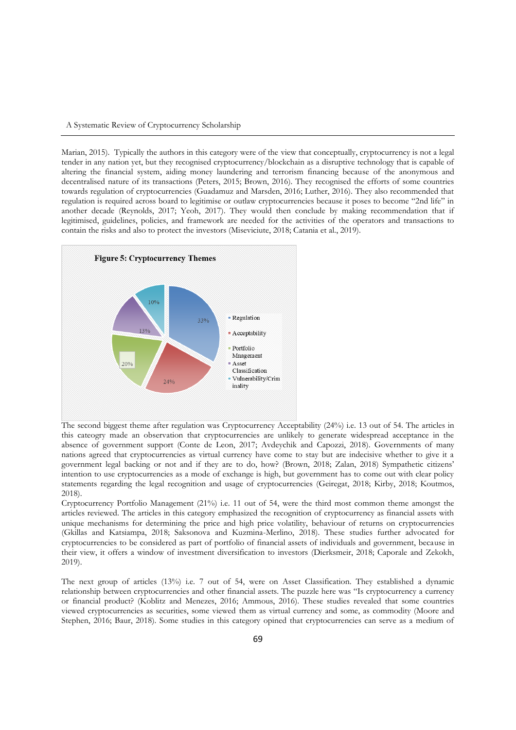Marian, 2015). Typically the authors in this category were of the view that conceptually, cryptocurrency is not a legal tender in any nation yet, but they recognised cryptocurrency/blockchain as a disruptive technology that is capable of altering the financial system, aiding money laundering and terrorism financing because of the anonymous and decentralised nature of its transactions (Peters, 2015; Brown, 2016). They recognised the efforts of some countries towards regulation of cryptocurrencies (Guadamuz and Marsden, 2016; Luther, 2016). They also recommended that regulation is required across board to legitimise or outlaw cryptocurrencies because it poses to become "2nd life" in another decade (Reynolds, 2017; Yeoh, 2017). They would then conclude by making recommendation that if legitimised, guidelines, policies, and framework are needed for the activities of the operators and transactions to contain the risks and also to protect the investors (Miseviciute, 2018; Catania et al., 2019).

**Figure 5: Cryptocurrency Themes**

| Theme | Share |
|---|---|
| Regulation | 33% |
| Acceptability | 24% |
| Portfolio Mnagement | 20% |
| Asset Classification | 13% |
| Vulnerability/Criminality | 10% |

The second biggest theme after regulation was Cryptocurrency Acceptability (24%) i.e. 13 out of 54. The articles in this cateogry made an observation that cryptocurrencies are unlikely to generate widespread acceptance in the absence of government support (Conte de Leon, 2017; Avdeychik and Capozzi, 2018). Governments of many nations agreed that cryptocurrencies as virtual currency have come to stay but are indecisive whether to give it a government legal backing or not and if they are to do, how? (Brown, 2018; Zalan, 2018) Sympathetic citizens' intention to use cryptocurrencies as a mode of exchange is high, but government has to come out with clear policy statements regarding the legal recognition and usage of cryptocurrencies (Geiregat, 2018; Kirby, 2018; Koutmos, 2018).

Cryptocurrency Portfolio Management (21%) i.e. 11 out of 54, were the third most common theme amongst the articles reviewed. The articles in this category emphasized the recognition of cryptocurrency as financial assets with unique mechanisms for determining the price and high price volatility, behaviour of returns on cryptocurrencies (Gkillas and Katsiampa, 2018; Saksonova and Kuzmina-Merlino, 2018). These studies further advocated for cryptocurrencies to be considered as part of portfolio of financial assets of individuals and government, because in their view, it offers a window of investment diversification to investors (Dierksmeir, 2018; Caporale and Zekokh, 2019).

The next group of articles (13%) i.e. 7 out of 54, were on Asset Classification. They established a dynamic relationship between cryptocurrencies and other financial assets. The puzzle here was "Is cryptocurrency a currency or financial product? (Koblitz and Menezes, 2016; Ammous, 2016). These studies revealed that some countries viewed cryptocurrencies as securities, some viewed them as virtual currency and some, as commodity (Moore and Stephen, 2016; Baur, 2018). Some studies in this category opined that cryptocurrencies can serve as a medium of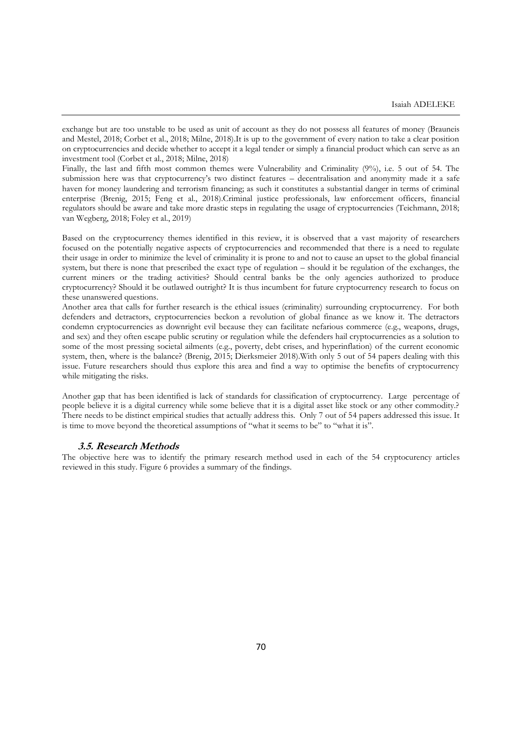exchange but are too unstable to be used as unit of account as they do not possess all features of money (Brauneis and Mestel, 2018; Corbet et al., 2018; Milne, 2018).It is up to the government of every nation to take a clear position on cryptocurrencies and decide whether to accept it a legal tender or simply a financial product which can serve as an investment tool (Corbet et al., 2018; Milne, 2018)

Finally, the last and fifth most common themes were Vulnerability and Criminality (9%), i.e. 5 out of 54. The submission here was that cryptocurrency's two distinct features – decentralisation and anonymity made it a safe haven for money laundering and terrorism financing; as such it constitutes a substantial danger in terms of criminal enterprise (Brenig, 2015; Feng et al., 2018).Criminal justice professionals, law enforcement officers, financial regulators should be aware and take more drastic steps in regulating the usage of cryptocurrencies (Teichmann, 2018; van Wegberg, 2018; Foley et al., 2019)

Based on the cryptocurrency themes identified in this review, it is observed that a vast majority of researchers focused on the potentially negative aspects of cryptocurrencies and recommended that there is a need to regulate their usage in order to minimize the level of criminality it is prone to and not to cause an upset to the global financial system, but there is none that prescribed the exact type of regulation – should it be regulation of the exchanges, the current miners or the trading activities? Should central banks be the only agencies authorized to produce cryptocurrency? Should it be outlawed outright? It is thus incumbent for future cryptocurrency research to focus on these unanswered questions.

Another area that calls for further research is the ethical issues (criminality) surrounding cryptocurrency. For both defenders and detractors, cryptocurrencies beckon a revolution of global finance as we know it. The detractors condemn cryptocurrencies as downright evil because they can facilitate nefarious commerce (e.g., weapons, drugs, and sex) and they often escape public scrutiny or regulation while the defenders hail cryptocurrencies as a solution to some of the most pressing societal ailments (e.g., poverty, debt crises, and hyperinflation) of the current economic system, then, where is the balance? (Brenig, 2015; Dierksmeier 2018).With only 5 out of 54 papers dealing with this issue. Future researchers should thus explore this area and find a way to optimise the benefits of cryptocurrency while mitigating the risks.

Another gap that has been identified is lack of standards for classification of cryptocurrency. Large percentage of people believe it is a digital currency while some believe that it is a digital asset like stock or any other commodity.? There needs to be distinct empirical studies that actually address this. Only 7 out of 54 papers addressed this issue. It is time to move beyond the theoretical assumptions of "what it seems to be" to "what it is".

### *3.5. Research Methods*

The objective here was to identify the primary research method used in each of the 54 cryptocurency articles reviewed in this study. Figure 6 provides a summary of the findings.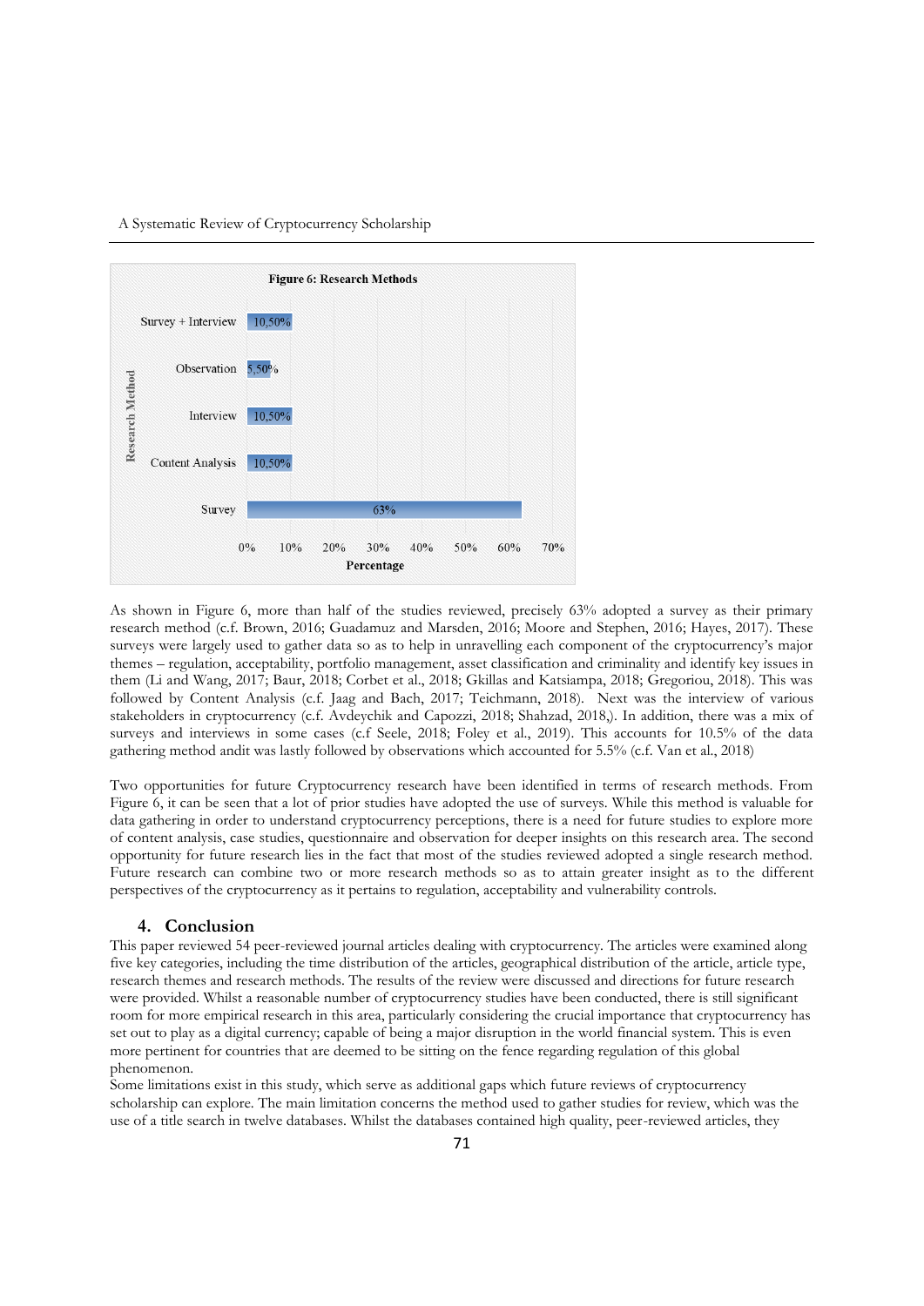**Figure 6: Research Methods**

| Research Method | Percentage |
| --- | --- |
| Survey + Interview | 10,50% |
| Observation | 5,50% |
| Interview | 10,50% |
| Content Analysis | 10,50% |
| Survey | 63% |

As shown in Figure 6, more than half of the studies reviewed, precisely 63% adopted a survey as their primary research method (c.f. Brown, 2016; Guadamuz and Marsden, 2016; Moore and Stephen, 2016; Hayes, 2017). These surveys were largely used to gather data so as to help in unravelling each component of the cryptocurrency's major themes – regulation, acceptability, portfolio management, asset classification and criminality and identify key issues in them (Li and Wang, 2017; Baur, 2018; Corbet et al., 2018; Gkillas and Katsiampa, 2018; Gregoriou, 2018). This was followed by Content Analysis (c.f. Jaag and Bach, 2017; Teichmann, 2018). Next was the interview of various stakeholders in cryptocurrency (c.f. Avdeychik and Capozzi, 2018; Shahzad, 2018,). In addition, there was a mix of surveys and interviews in some cases (c.f Seele, 2018; Foley et al., 2019). This accounts for 10.5% of the data gathering method andit was lastly followed by observations which accounted for 5.5% (c.f. Van et al., 2018)

Two opportunities for future Cryptocurrency research have been identified in terms of research methods. From Figure 6, it can be seen that a lot of prior studies have adopted the use of surveys. While this method is valuable for data gathering in order to understand cryptocurrency perceptions, there is a need for future studies to explore more of content analysis, case studies, questionnaire and observation for deeper insights on this research area. The second opportunity for future research lies in the fact that most of the studies reviewed adopted a single research method. Future research can combine two or more research methods so as to attain greater insight as to the different perspectives of the cryptocurrency as it pertains to regulation, acceptability and vulnerability controls.

## 4. Conclusion

This paper reviewed 54 peer-reviewed journal articles dealing with cryptocurrency. The articles were examined along five key categories, including the time distribution of the articles, geographical distribution of the article, article type, research themes and research methods. The results of the review were discussed and directions for future research were provided. Whilst a reasonable number of cryptocurrency studies have been conducted, there is still significant room for more empirical research in this area, particularly considering the crucial importance that cryptocurrency has set out to play as a digital currency; capable of being a major disruption in the world financial system. This is even more pertinent for countries that are deemed to be sitting on the fence regarding regulation of this global phenomenon.

Some limitations exist in this study, which serve as additional gaps which future reviews of cryptocurrency scholarship can explore. The main limitation concerns the method used to gather studies for review, which was the use of a title search in twelve databases. Whilst the databases contained high quality, peer-reviewed articles, they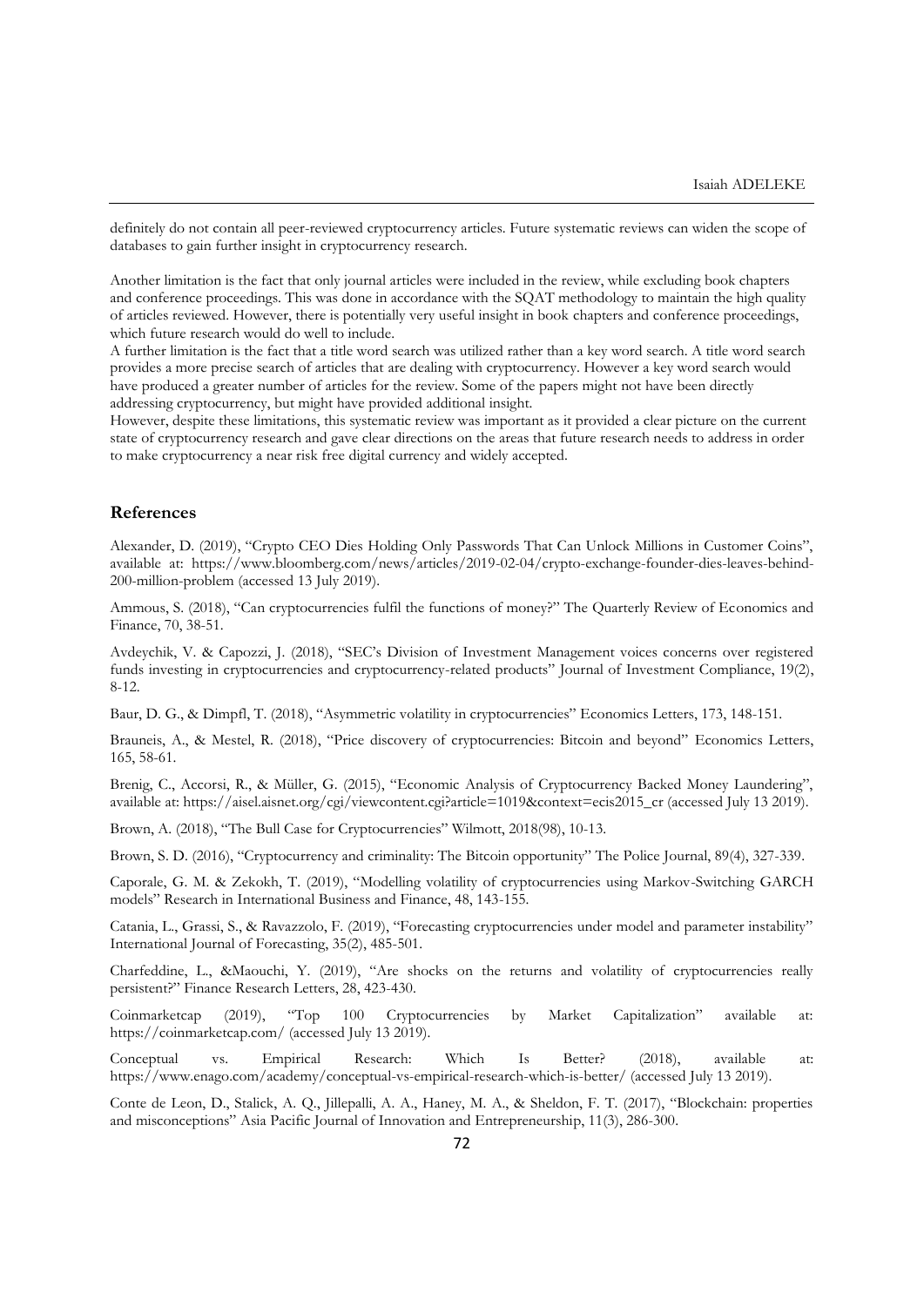definitely do not contain all peer-reviewed cryptocurrency articles. Future systematic reviews can widen the scope of databases to gain further insight in cryptocurrency research.

Another limitation is the fact that only journal articles were included in the review, while excluding book chapters and conference proceedings. This was done in accordance with the SQAT methodology to maintain the high quality of articles reviewed. However, there is potentially very useful insight in book chapters and conference proceedings, which future research would do well to include.

A further limitation is the fact that a title word search was utilized rather than a key word search. A title word search provides a more precise search of articles that are dealing with cryptocurrency. However a key word search would have produced a greater number of articles for the review. Some of the papers might not have been directly addressing cryptocurrency, but might have provided additional insight.

However, despite these limitations, this systematic review was important as it provided a clear picture on the current state of cryptocurrency research and gave clear directions on the areas that future research needs to address in order to make cryptocurrency a near risk free digital currency and widely accepted.

## References

Alexander, D. (2019), "Crypto CEO Dies Holding Only Passwords That Can Unlock Millions in Customer Coins", available at: https://www.bloomberg.com/news/articles/2019-02-04/crypto-exchange-founder-dies-leaves-behind-200-million-problem (accessed 13 July 2019).

Ammous, S. (2018), "Can cryptocurrencies fulfil the functions of money?" The Quarterly Review of Economics and Finance, 70, 38-51.

Avdeychik, V. & Capozzi, J. (2018), "SEC's Division of Investment Management voices concerns over registered funds investing in cryptocurrencies and cryptocurrency-related products" Journal of Investment Compliance, 19(2), 8-12.

Baur, D. G., & Dimpfl, T. (2018), "Asymmetric volatility in cryptocurrencies" Economics Letters, 173, 148-151.

Brauneis, A., & Mestel, R. (2018), "Price discovery of cryptocurrencies: Bitcoin and beyond" Economics Letters, 165, 58-61.

Brenig, C., Accorsi, R., & Müller, G. (2015), "Economic Analysis of Cryptocurrency Backed Money Laundering", available at: https://aisel.aisnet.org/cgi/viewcontent.cgi?article=1019&context=ecis2015_cr (accessed July 13 2019).

Brown, A. (2018), "The Bull Case for Cryptocurrencies" Wilmott, 2018(98), 10-13.

Brown, S. D. (2016), "Cryptocurrency and criminality: The Bitcoin opportunity" The Police Journal, 89(4), 327-339.

Caporale, G. M. & Zekokh, T. (2019), "Modelling volatility of cryptocurrencies using Markov-Switching GARCH models" Research in International Business and Finance, 48, 143-155.

Catania, L., Grassi, S., & Ravazzolo, F. (2019), "Forecasting cryptocurrencies under model and parameter instability" International Journal of Forecasting, 35(2), 485-501.

Charfeddine, L., &Maouchi, Y. (2019), "Are shocks on the returns and volatility of cryptocurrencies really persistent?" Finance Research Letters, 28, 423-430.

Coinmarketcap (2019), "Top 100 Cryptocurrencies by Market Capitalization" available at: https://coinmarketcap.com/ (accessed July 13 2019).

Conceptual vs. Empirical Research: Which Is Better? (2018), available at: https://www.enago.com/academy/conceptual-vs-empirical-research-which-is-better/ (accessed July 13 2019).

Conte de Leon, D., Stalick, A. Q., Jillepalli, A. A., Haney, M. A., & Sheldon, F. T. (2017), "Blockchain: properties and misconceptions" Asia Pacific Journal of Innovation and Entrepreneurship, 11(3), 286-300.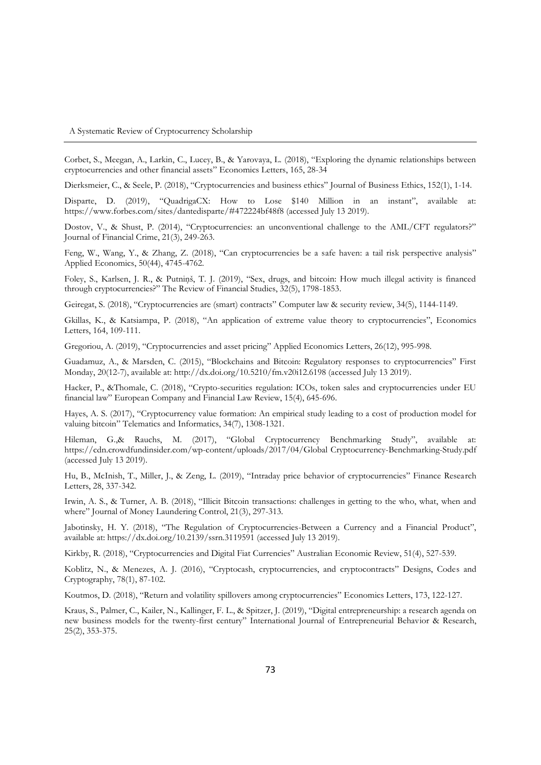Corbet, S., Meegan, A., Larkin, C., Lucey, B., & Yarovaya, L. (2018), "Exploring the dynamic relationships between cryptocurrencies and other financial assets" Economics Letters, 165, 28-34

Dierksmeier, C., & Seele, P. (2018), "Cryptocurrencies and business ethics" Journal of Business Ethics, 152(1), 1-14.

Disparte, D. (2019), "QuadrigaCX: How to Lose $140 Million in an instant", available at: https://www.forbes.com/sites/dantedisparte/#472224bf48f8 (accessed July 13 2019).

Dostov, V., & Shust, P. (2014), "Cryptocurrencies: an unconventional challenge to the AML/CFT regulators?" Journal of Financial Crime, 21(3), 249-263.

Feng, W., Wang, Y., & Zhang, Z. (2018), "Can cryptocurrencies be a safe haven: a tail risk perspective analysis" Applied Economics, 50(44), 4745-4762.

Foley, S., Karlsen, J. R., & Putniņš, T. J. (2019), "Sex, drugs, and bitcoin: How much illegal activity is financed through cryptocurrencies?" The Review of Financial Studies, 32(5), 1798-1853.

Geiregat, S. (2018), "Cryptocurrencies are (smart) contracts" Computer law & security review, 34(5), 1144-1149.

Gkillas, K., & Katsiampa, P. (2018), "An application of extreme value theory to cryptocurrencies", Economics Letters, 164, 109-111.

Gregoriou, A. (2019), "Cryptocurrencies and asset pricing" Applied Economics Letters, 26(12), 995-998.

Guadamuz, A., & Marsden, C. (2015), "Blockchains and Bitcoin: Regulatory responses to cryptocurrencies" First Monday, 20(12-7), available at: http://dx.doi.org/10.5210/fm.v20i12.6198 (accessed July 13 2019).

Hacker, P., &Thomale, C. (2018), "Crypto-securities regulation: ICOs, token sales and cryptocurrencies under EU financial law" European Company and Financial Law Review, 15(4), 645-696.

Hayes, A. S. (2017), "Cryptocurrency value formation: An empirical study leading to a cost of production model for valuing bitcoin" Telematics and Informatics, 34(7), 1308-1321.

Hileman, G.,& Rauchs, M. (2017), "Global Cryptocurrency Benchmarking Study", available at: https://cdn.crowdfundinsider.com/wp-content/uploads/2017/04/Global Cryptocurrency-Benchmarking-Study.pdf (accessed July 13 2019).

Hu, B., McInish, T., Miller, J., & Zeng, L. (2019), "Intraday price behavior of cryptocurrencies" Finance Research Letters, 28, 337-342.

Irwin, A. S., & Turner, A. B. (2018), "Illicit Bitcoin transactions: challenges in getting to the who, what, when and where" Journal of Money Laundering Control, 21(3), 297-313.

Jabotinsky, H. Y. (2018), "The Regulation of Cryptocurrencies-Between a Currency and a Financial Product", available at: https://dx.doi.org/10.2139/ssrn.3119591 (accessed July 13 2019).

Kirkby, R. (2018), "Cryptocurrencies and Digital Fiat Currencies" Australian Economic Review, 51(4), 527-539.

Koblitz, N., & Menezes, A. J. (2016), "Cryptocash, cryptocurrencies, and cryptocontracts" Designs, Codes and Cryptography, 78(1), 87-102.

Koutmos, D. (2018), "Return and volatility spillovers among cryptocurrencies" Economics Letters, 173, 122-127.

Kraus, S., Palmer, C., Kailer, N., Kallinger, F. L., & Spitzer, J. (2019), "Digital entrepreneurship: a research agenda on new business models for the twenty-first century" International Journal of Entrepreneurial Behavior & Research, 25(2), 353-375.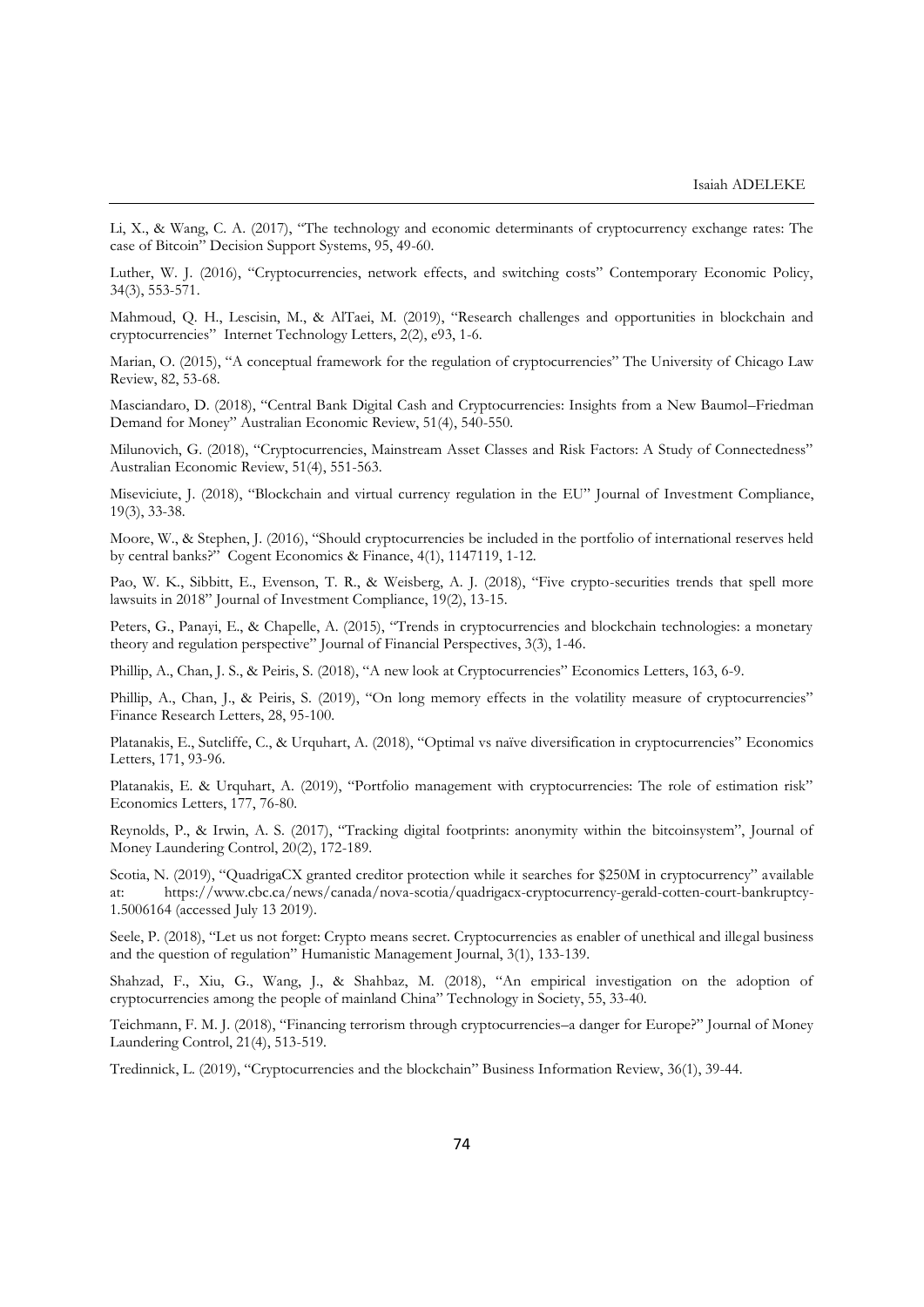Li, X., & Wang, C. A. (2017), "The technology and economic determinants of cryptocurrency exchange rates: The case of Bitcoin" Decision Support Systems, 95, 49-60.

Luther, W. J. (2016), "Cryptocurrencies, network effects, and switching costs" Contemporary Economic Policy, 34(3), 553-571.

Mahmoud, Q. H., Lescisin, M., & AlTaei, M. (2019), "Research challenges and opportunities in blockchain and cryptocurrencies" Internet Technology Letters, 2(2), e93, 1-6.

Marian, O. (2015), "A conceptual framework for the regulation of cryptocurrencies" The University of Chicago Law Review, 82, 53-68.

Masciandaro, D. (2018), "Central Bank Digital Cash and Cryptocurrencies: Insights from a New Baumol–Friedman Demand for Money" Australian Economic Review, 51(4), 540-550.

Milunovich, G. (2018), "Cryptocurrencies, Mainstream Asset Classes and Risk Factors: A Study of Connectedness" Australian Economic Review, 51(4), 551-563.

Miseviciute, J. (2018), "Blockchain and virtual currency regulation in the EU" Journal of Investment Compliance, 19(3), 33-38.

Moore, W., & Stephen, J. (2016), "Should cryptocurrencies be included in the portfolio of international reserves held by central banks?" Cogent Economics & Finance, 4(1), 1147119, 1-12.

Pao, W. K., Sibbitt, E., Evenson, T. R., & Weisberg, A. J. (2018), "Five crypto-securities trends that spell more lawsuits in 2018" Journal of Investment Compliance, 19(2), 13-15.

Peters, G., Panayi, E., & Chapelle, A. (2015), "Trends in cryptocurrencies and blockchain technologies: a monetary theory and regulation perspective" Journal of Financial Perspectives, 3(3), 1-46.

Phillip, A., Chan, J. S., & Peiris, S. (2018), "A new look at Cryptocurrencies" Economics Letters, 163, 6-9.

Phillip, A., Chan, J., & Peiris, S. (2019), "On long memory effects in the volatility measure of cryptocurrencies" Finance Research Letters, 28, 95-100.

Platanakis, E., Sutcliffe, C., & Urquhart, A. (2018), "Optimal vs naïve diversification in cryptocurrencies" Economics Letters, 171, 93-96.

Platanakis, E. & Urquhart, A. (2019), "Portfolio management with cryptocurrencies: The role of estimation risk" Economics Letters, 177, 76-80.

Reynolds, P., & Irwin, A. S. (2017), "Tracking digital footprints: anonymity within the bitcoinsystem", Journal of Money Laundering Control, 20(2), 172-189.

Scotia, N. (2019), "QuadrigaCX granted creditor protection while it searches for $250M in cryptocurrency" available at: https://www.cbc.ca/news/canada/nova-scotia/quadrigacx-cryptocurrency-gerald-cotten-court-bankruptcy-1.5006164 (accessed July 13 2019).

Seele, P. (2018), "Let us not forget: Crypto means secret. Cryptocurrencies as enabler of unethical and illegal business and the question of regulation" Humanistic Management Journal, 3(1), 133-139.

Shahzad, F., Xiu, G., Wang, J., & Shahbaz, M. (2018), "An empirical investigation on the adoption of cryptocurrencies among the people of mainland China" Technology in Society, 55, 33-40.

Teichmann, F. M. J. (2018), "Financing terrorism through cryptocurrencies–a danger for Europe?" Journal of Money Laundering Control, 21(4), 513-519.

Tredinnick, L. (2019), "Cryptocurrencies and the blockchain" Business Information Review, 36(1), 39-44.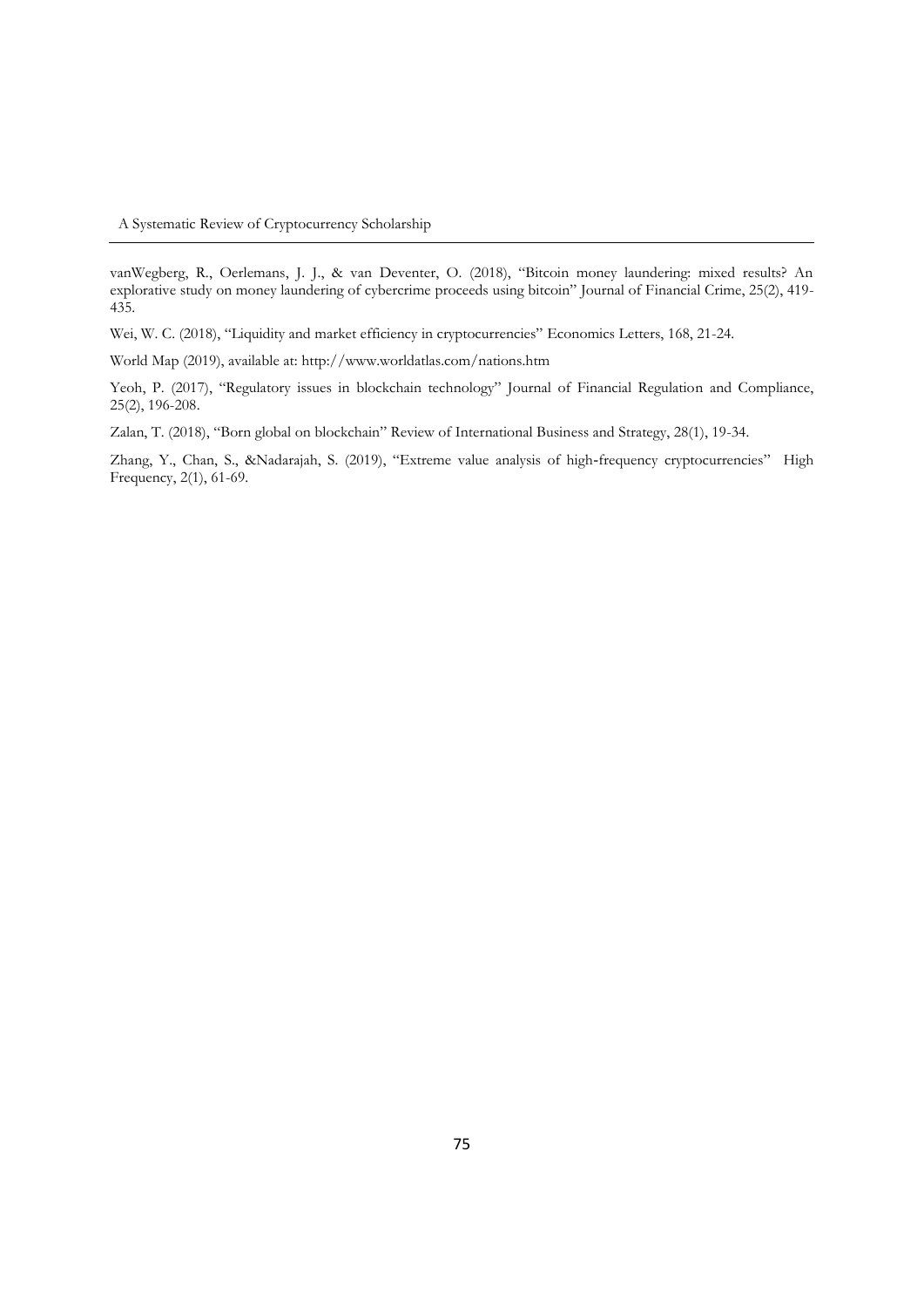vanWegberg, R., Oerlemans, J. J., & van Deventer, O. (2018), "Bitcoin money laundering: mixed results? An explorative study on money laundering of cybercrime proceeds using bitcoin" Journal of Financial Crime, 25(2), 419-435.

Wei, W. C. (2018), "Liquidity and market efficiency in cryptocurrencies" Economics Letters, 168, 21-24.

World Map (2019), available at: http://www.worldatlas.com/nations.htm

Yeoh, P. (2017), "Regulatory issues in blockchain technology" Journal of Financial Regulation and Compliance, 25(2), 196-208.

Zalan, T. (2018), "Born global on blockchain" Review of International Business and Strategy, 28(1), 19-34.

Zhang, Y., Chan, S., &Nadarajah, S. (2019), "Extreme value analysis of high-frequency cryptocurrencies" High Frequency, 2(1), 61-69.